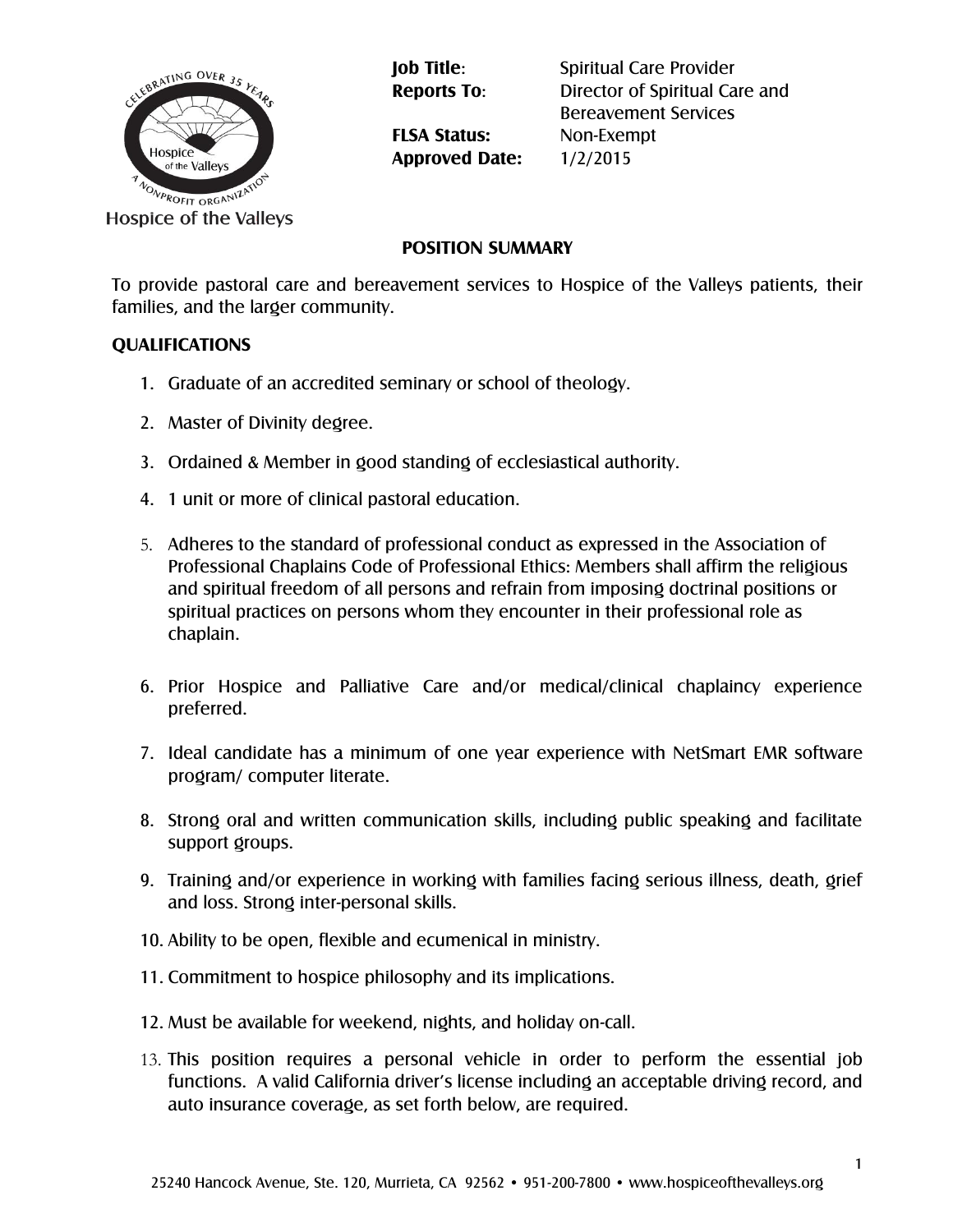Hospice of the Valleys

| | |
|---|---|
| **Job Title**: | Spiritual Care Provider |
| **Reports To**: | Director of Spiritual Care and Bereavement Services |
| **FLSA Status:** | Non-Exempt |
| **Approved Date:** | 1/2/2015 |

## POSITION SUMMARY

To provide pastoral care and bereavement services to Hospice of the Valleys patients, their families, and the larger community.

## QUALIFICATIONS

1. Graduate of an accredited seminary or school of theology.
2. Master of Divinity degree.
3. Ordained & Member in good standing of ecclesiastical authority.
4. 1 unit or more of clinical pastoral education.
5. Adheres to the standard of professional conduct as expressed in the Association of Professional Chaplains Code of Professional Ethics: Members shall affirm the religious and spiritual freedom of all persons and refrain from imposing doctrinal positions or spiritual practices on persons whom they encounter in their professional role as chaplain.
6. Prior Hospice and Palliative Care and/or medical/clinical chaplaincy experience preferred.
7. Ideal candidate has a minimum of one year experience with NetSmart EMR software program/ computer literate.
8. Strong oral and written communication skills, including public speaking and facilitate support groups.
9. Training and/or experience in working with families facing serious illness, death, grief and loss. Strong inter-personal skills.
10. Ability to be open, flexible and ecumenical in ministry.
11. Commitment to hospice philosophy and its implications.
12. Must be available for weekend, nights, and holiday on-call.
13. This position requires a personal vehicle in order to perform the essential job functions. A valid California driver's license including an acceptable driving record, and auto insurance coverage, as set forth below, are required.

25240 Hancock Avenue, Ste. 120, Murrieta, CA 92562 • 951-200-7800 • www.hospiceofthevalleys.org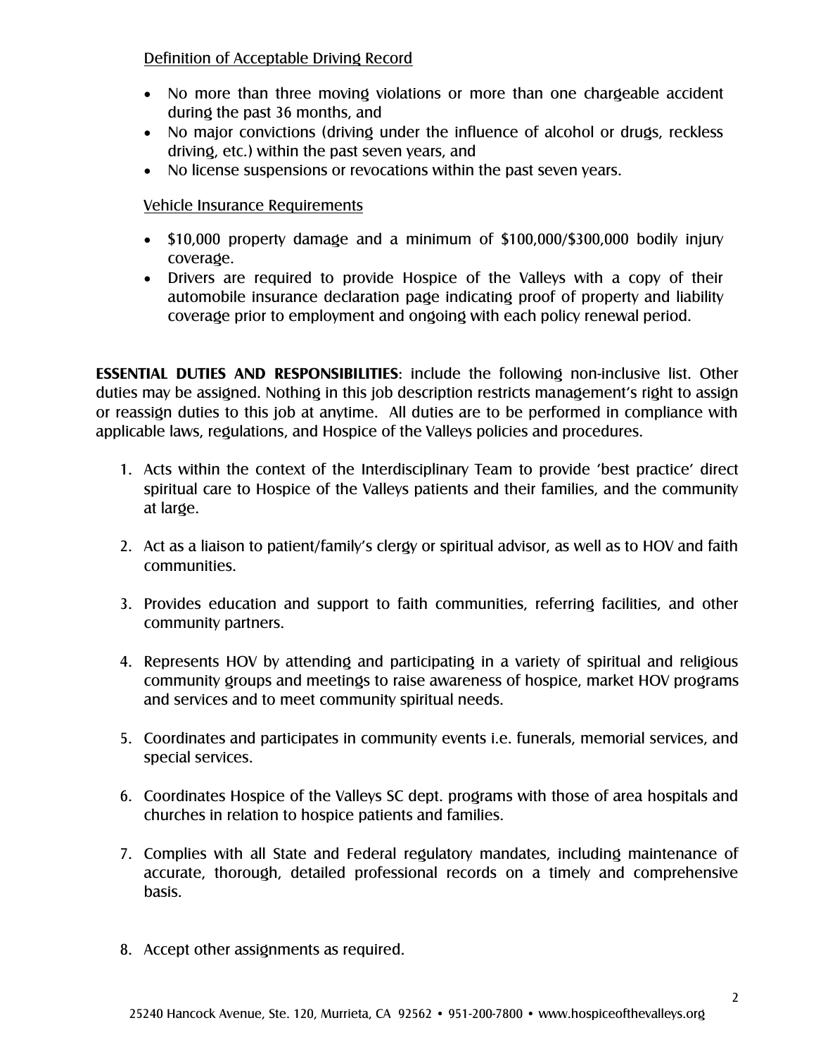Definition of Acceptable Driving Record

- No more than three moving violations or more than one chargeable accident during the past 36 months, and
- No major convictions (driving under the influence of alcohol or drugs, reckless driving, etc.) within the past seven years, and
- No license suspensions or revocations within the past seven years.

Vehicle Insurance Requirements

- $10,000 property damage and a minimum of $100,000/$300,000 bodily injury coverage.
- Drivers are required to provide Hospice of the Valleys with a copy of their automobile insurance declaration page indicating proof of property and liability coverage prior to employment and ongoing with each policy renewal period.

**ESSENTIAL DUTIES AND RESPONSIBILITIES**: include the following non-inclusive list. Other duties may be assigned. Nothing in this job description restricts management's right to assign or reassign duties to this job at anytime. All duties are to be performed in compliance with applicable laws, regulations, and Hospice of the Valleys policies and procedures.

1. Acts within the context of the Interdisciplinary Team to provide 'best practice' direct spiritual care to Hospice of the Valleys patients and their families, and the community at large.

2. Act as a liaison to patient/family's clergy or spiritual advisor, as well as to HOV and faith communities.

3. Provides education and support to faith communities, referring facilities, and other community partners.

4. Represents HOV by attending and participating in a variety of spiritual and religious community groups and meetings to raise awareness of hospice, market HOV programs and services and to meet community spiritual needs.

5. Coordinates and participates in community events i.e. funerals, memorial services, and special services.

6. Coordinates Hospice of the Valleys SC dept. programs with those of area hospitals and churches in relation to hospice patients and families.

7. Complies with all State and Federal regulatory mandates, including maintenance of accurate, thorough, detailed professional records on a timely and comprehensive basis.

8. Accept other assignments as required.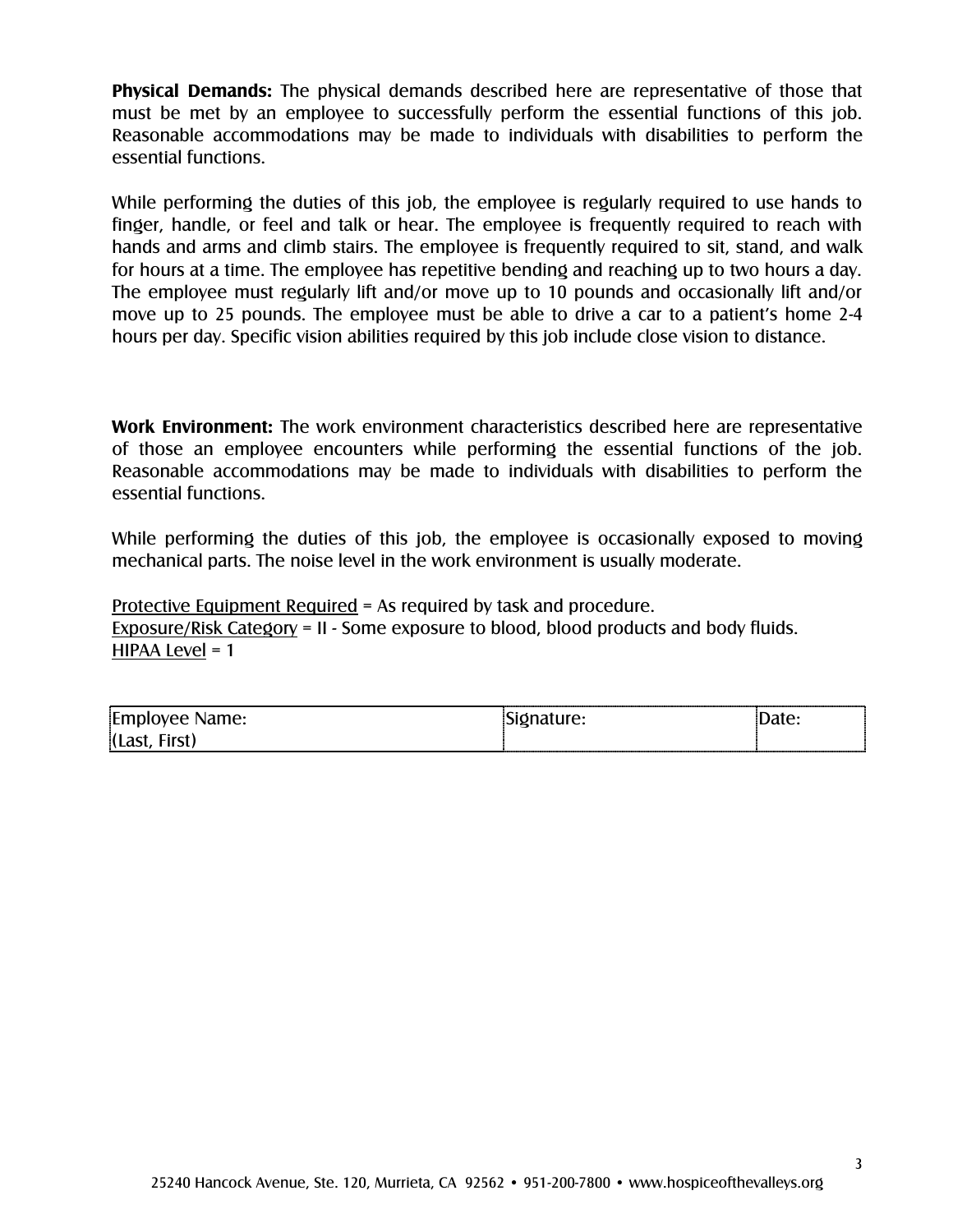**Physical Demands:** The physical demands described here are representative of those that must be met by an employee to successfully perform the essential functions of this job. Reasonable accommodations may be made to individuals with disabilities to perform the essential functions.

While performing the duties of this job, the employee is regularly required to use hands to finger, handle, or feel and talk or hear. The employee is frequently required to reach with hands and arms and climb stairs. The employee is frequently required to sit, stand, and walk for hours at a time. The employee has repetitive bending and reaching up to two hours a day. The employee must regularly lift and/or move up to 10 pounds and occasionally lift and/or move up to 25 pounds. The employee must be able to drive a car to a patient's home 2-4 hours per day. Specific vision abilities required by this job include close vision to distance.

**Work Environment:** The work environment characteristics described here are representative of those an employee encounters while performing the essential functions of the job. Reasonable accommodations may be made to individuals with disabilities to perform the essential functions.

While performing the duties of this job, the employee is occasionally exposed to moving mechanical parts. The noise level in the work environment is usually moderate.

<u>Protective Equipment Required</u> = As required by task and procedure.
<u>Exposure/Risk Category</u> = II - Some exposure to blood, blood products and body fluids.
<u>HIPAA Level</u> = 1

| Employee Name: (Last, First) | Signature: | Date: |
|---|---|---|

25240 Hancock Avenue, Ste. 120, Murrieta, CA 92562 • 951-200-7800 • www.hospiceofthevalleys.org